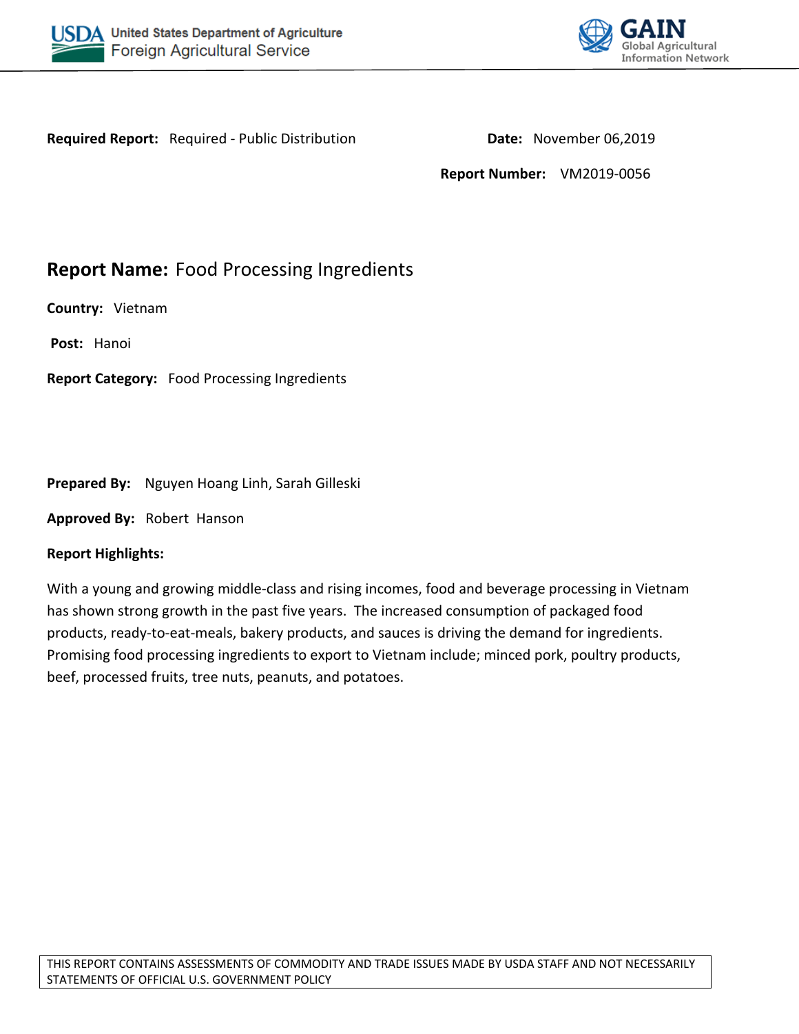USDA United States Department of Agriculture
Foreign Agricultural Service

GAIN Global Agricultural Information Network

**Required Report:** Required - Public Distribution

**Date:** November 06,2019

**Report Number:** VM2019-0056

# **Report Name:** Food Processing Ingredients

**Country:** Vietnam

**Post:** Hanoi

**Report Category:** Food Processing Ingredients

**Prepared By:** Nguyen Hoang Linh, Sarah Gilleski

**Approved By:** Robert Hanson

**Report Highlights:**

With a young and growing middle-class and rising incomes, food and beverage processing in Vietnam has shown strong growth in the past five years. The increased consumption of packaged food products, ready-to-eat-meals, bakery products, and sauces is driving the demand for ingredients. Promising food processing ingredients to export to Vietnam include; minced pork, poultry products, beef, processed fruits, tree nuts, peanuts, and potatoes.

THIS REPORT CONTAINS ASSESSMENTS OF COMMODITY AND TRADE ISSUES MADE BY USDA STAFF AND NOT NECESSARILY STATEMENTS OF OFFICIAL U.S. GOVERNMENT POLICY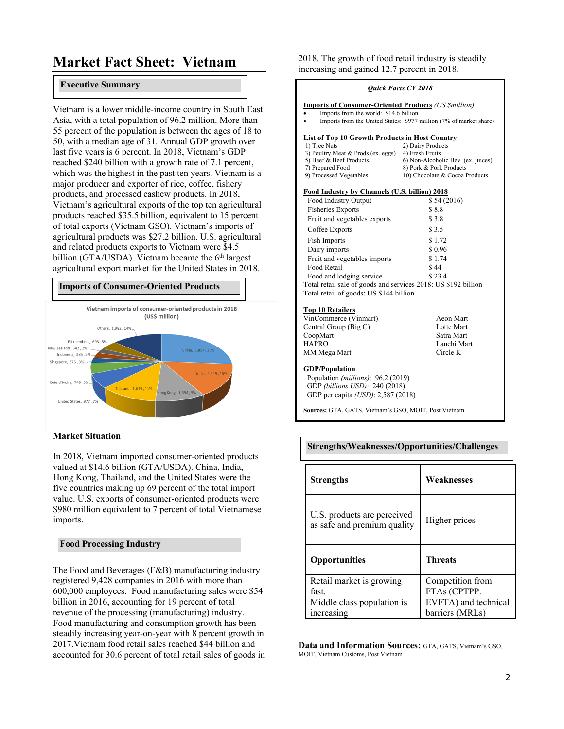# Market Fact Sheet: Vietnam

## Executive Summary

Vietnam is a lower middle-income country in South East Asia, with a total population of 96.2 million. More than 55 percent of the population is between the ages of 18 to 50, with a median age of 31. Annual GDP growth over last five years is 6 percent. In 2018, Vietnam's GDP reached $240 billion with a growth rate of 7.1 percent, which was the highest in the past ten years. Vietnam is a major producer and exporter of rice, coffee, fishery products, and processed cashew products. In 2018, Vietnam's agricultural exports of the top ten agricultural products reached $35.5 billion, equivalent to 15 percent of total exports (Vietnam GSO). Vietnam's imports of agricultural products was $27.2 billion. U.S. agricultural and related products exports to Vietnam were $4.5 billion (GTA/USDA). Vietnam became the 6th largest agricultural export market for the United States in 2018.

## Imports of Consumer-Oriented Products

Vietnam imports of consumer-oriented products in 2018 (US$ million)

| Country | US$ million | Share |
|---|---|---|
| China | 3,854 | 26% |
| India | 2,249 | 15% |
| Hong Kong | 1,394 | 9% |
| Thailand | 1,649 | 11% |
| United States | 977 | 7% |
| Cote d'Ivoire | 749 | 5% |
| Singapore | 375 | 3% |
| Indonesia | 385 | 3% |
| New Zealand | 343 | 2% |
| EU members | 693 | 5% |
| Others | 1,982 | 14% |

## Market Situation

In 2018, Vietnam imported consumer-oriented products valued at $14.6 billion (GTA/USDA). China, India, Hong Kong, Thailand, and the United States were the five countries making up 69 percent of the total import value. U.S. exports of consumer-oriented products were $980 million equivalent to 7 percent of total Vietnamese imports.

## Food Processing Industry

The Food and Beverages (F&B) manufacturing industry registered 9,428 companies in 2016 with more than 600,000 employees. Food manufacturing sales were $54 billion in 2016, accounting for 19 percent of total revenue of the processing (manufacturing) industry. Food manufacturing and consumption growth has been steadily increasing year-on-year with 8 percent growth in 2017.Vietnam food retail sales reached $44 billion and accounted for 30.6 percent of total retail sales of goods in 2018. The growth of food retail industry is steadily increasing and gained 12.7 percent in 2018.

### *Quick Facts CY 2018*

**Imports of Consumer-Oriented Products** *(US $million)*

- Imports from the world: $14.6 billion
- Imports from the United States: $977 million (7% of market share)

**List of Top 10 Growth Products in Host Country**

| | |
|---|---|
| 1) Tree Nuts | 2) Dairy Products |
| 3) Poultry Meat & Prods (ex. eggs) | 4) Fresh Fruits |
| 5) Beef & Beef Products. | 6) Non-Alcoholic Bev. (ex. juices) |
| 7) Prepared Food | 8) Pork & Pork Products |
| 9) Processed Vegetables | 10) Chocolate & Cocoa Products |

**Food Industry by Channels (U.S. billion) 2018**

| Channel | Value |
|---|---|
| Food Industry Output | $ 54 (2016) |
| Fisheries Exports | $ 8.8 |
| Fruit and vegetables exports | $ 3.8 |
| Coffee Exports | $ 3.5 |
| Fish Imports | $ 1.72 |
| Dairy imports | $ 0.96 |
| Fruit and vegetables imports | $ 1.74 |
| Food Retail | $ 44 |
| Food and lodging service | $ 23.4 |

Total retail sale of goods and services 2018: US $192 billion
Total retail of goods: US $144 billion

**Top 10 Retailers**

| | |
|---|---|
| VinCommerce (Vinmart) | Aeon Mart |
| Central Group (Big C) | Lotte Mart |
| CoopMart | Satra Mart |
| HAPRO | Lanchi Mart |
| MM Mega Mart | Circle K |

**GDP/Population**

Population *(millions)*: 96.2 (2019)
GDP *(billions USD)*: 240 (2018)
GDP per capita *(USD)*: 2,587 (2018)

**Sources:** GTA, GATS, Vietnam's GSO, MOIT, Post Vietnam

## Strengths/Weaknesses/Opportunities/Challenges

| Strengths | Weaknesses |
|---|---|
| U.S. products are perceived as safe and premium quality | Higher prices |
| **Opportunities** | **Threats** |
| Retail market is growing fast. Middle class population is increasing | Competition from FTAs (CPTPP. EVFTA) and technical barriers (MRLs) |

**Data and Information Sources:** GTA, GATS, Vietnam's GSO, MOIT, Vietnam Customs, Post Vietnam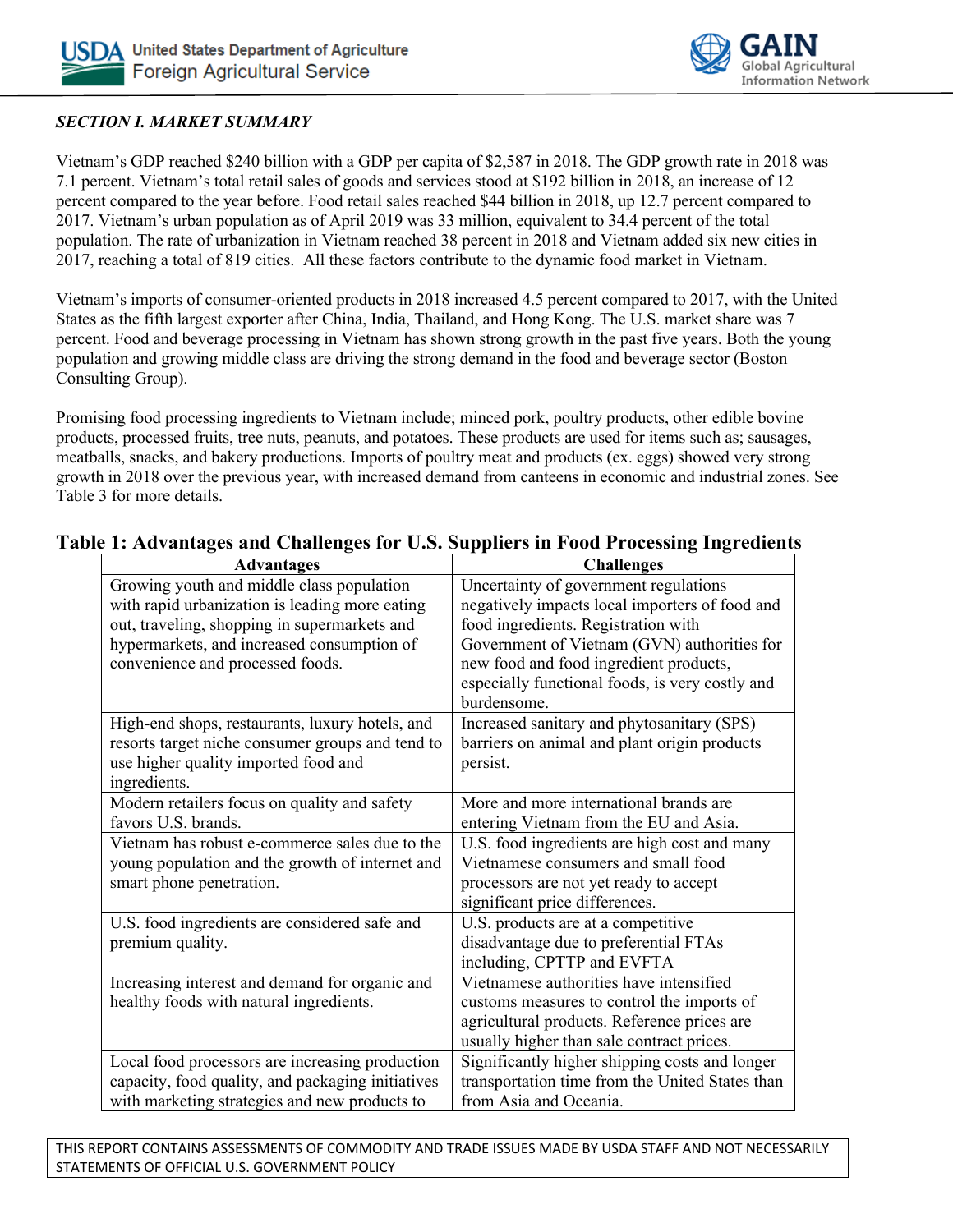*SECTION I. MARKET SUMMARY*

Vietnam's GDP reached $240 billion with a GDP per capita of $2,587 in 2018. The GDP growth rate in 2018 was 7.1 percent. Vietnam's total retail sales of goods and services stood at $192 billion in 2018, an increase of 12 percent compared to the year before. Food retail sales reached $44 billion in 2018, up 12.7 percent compared to 2017. Vietnam's urban population as of April 2019 was 33 million, equivalent to 34.4 percent of the total population. The rate of urbanization in Vietnam reached 38 percent in 2018 and Vietnam added six new cities in 2017, reaching a total of 819 cities. All these factors contribute to the dynamic food market in Vietnam.

Vietnam's imports of consumer-oriented products in 2018 increased 4.5 percent compared to 2017, with the United States as the fifth largest exporter after China, India, Thailand, and Hong Kong. The U.S. market share was 7 percent. Food and beverage processing in Vietnam has shown strong growth in the past five years. Both the young population and growing middle class are driving the strong demand in the food and beverage sector (Boston Consulting Group).

Promising food processing ingredients to Vietnam include; minced pork, poultry products, other edible bovine products, processed fruits, tree nuts, peanuts, and potatoes. These products are used for items such as; sausages, meatballs, snacks, and bakery productions. Imports of poultry meat and products (ex. eggs) showed very strong growth in 2018 over the previous year, with increased demand from canteens in economic and industrial zones. See Table 3 for more details.

**Table 1: Advantages and Challenges for U.S. Suppliers in Food Processing Ingredients**

| Advantages | Challenges |
|---|---|
| Growing youth and middle class population with rapid urbanization is leading more eating out, traveling, shopping in supermarkets and hypermarkets, and increased consumption of convenience and processed foods. | Uncertainty of government regulations negatively impacts local importers of food and food ingredients. Registration with Government of Vietnam (GVN) authorities for new food and food ingredient products, especially functional foods, is very costly and burdensome. |
| High-end shops, restaurants, luxury hotels, and resorts target niche consumer groups and tend to use higher quality imported food and ingredients. | Increased sanitary and phytosanitary (SPS) barriers on animal and plant origin products persist. |
| Modern retailers focus on quality and safety favors U.S. brands. | More and more international brands are entering Vietnam from the EU and Asia. |
| Vietnam has robust e-commerce sales due to the young population and the growth of internet and smart phone penetration. | U.S. food ingredients are high cost and many Vietnamese consumers and small food processors are not yet ready to accept significant price differences. |
| U.S. food ingredients are considered safe and premium quality. | U.S. products are at a competitive disadvantage due to preferential FTAs including, CPTTP and EVFTA |
| Increasing interest and demand for organic and healthy foods with natural ingredients. | Vietnamese authorities have intensified customs measures to control the imports of agricultural products. Reference prices are usually higher than sale contract prices. |
| Local food processors are increasing production capacity, food quality, and packaging initiatives with marketing strategies and new products to | Significantly higher shipping costs and longer transportation time from the United States than from Asia and Oceania. |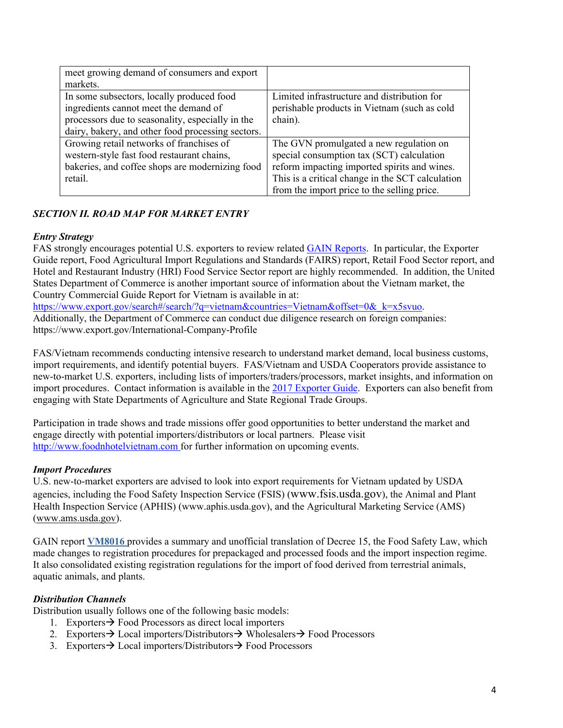| | |
|---|---|
| meet growing demand of consumers and export markets. | |
| In some subsectors, locally produced food ingredients cannot meet the demand of processors due to seasonality, especially in the dairy, bakery, and other food processing sectors. | Limited infrastructure and distribution for perishable products in Vietnam (such as cold chain). |
| Growing retail networks of franchises of western-style fast food restaurant chains, bakeries, and coffee shops are modernizing food retail. | The GVN promulgated a new regulation on special consumption tax (SCT) calculation reform impacting imported spirits and wines. This is a critical change in the SCT calculation from the import price to the selling price. |

### *SECTION II. ROAD MAP FOR MARKET ENTRY*

#### *Entry Strategy*

FAS strongly encourages potential U.S. exporters to review related GAIN Reports. In particular, the Exporter Guide report, Food Agricultural Import Regulations and Standards (FAIRS) report, Retail Food Sector report, and Hotel and Restaurant Industry (HRI) Food Service Sector report are highly recommended. In addition, the United States Department of Commerce is another important source of information about the Vietnam market, the Country Commercial Guide Report for Vietnam is available in at: https://www.export.gov/search#/search/?q=vietnam&countries=Vietnam&offset=0&_k=x5svuo. Additionally, the Department of Commerce can conduct due diligence research on foreign companies: https://www.export.gov/International-Company-Profile

FAS/Vietnam recommends conducting intensive research to understand market demand, local business customs, import requirements, and identify potential buyers. FAS/Vietnam and USDA Cooperators provide assistance to new-to-market U.S. exporters, including lists of importers/traders/processors, market insights, and information on import procedures. Contact information is available in the 2017 Exporter Guide. Exporters can also benefit from engaging with State Departments of Agriculture and State Regional Trade Groups.

Participation in trade shows and trade missions offer good opportunities to better understand the market and engage directly with potential importers/distributors or local partners. Please visit http://www.foodnhotelvietnam.com for further information on upcoming events.

#### *Import Procedures*

U.S. new-to-market exporters are advised to look into export requirements for Vietnam updated by USDA agencies, including the Food Safety Inspection Service (FSIS) (www.fsis.usda.gov), the Animal and Plant Health Inspection Service (APHIS) (www.aphis.usda.gov), and the Agricultural Marketing Service (AMS) (www.ams.usda.gov).

GAIN report **VM8016** provides a summary and unofficial translation of Decree 15, the Food Safety Law, which made changes to registration procedures for prepackaged and processed foods and the import inspection regime. It also consolidated existing registration regulations for the import of food derived from terrestrial animals, aquatic animals, and plants.

#### *Distribution Channels*

Distribution usually follows one of the following basic models:

1. Exporters→ Food Processors as direct local importers
2. Exporters→ Local importers/Distributors→ Wholesalers→ Food Processors
3. Exporters→ Local importers/Distributors→ Food Processors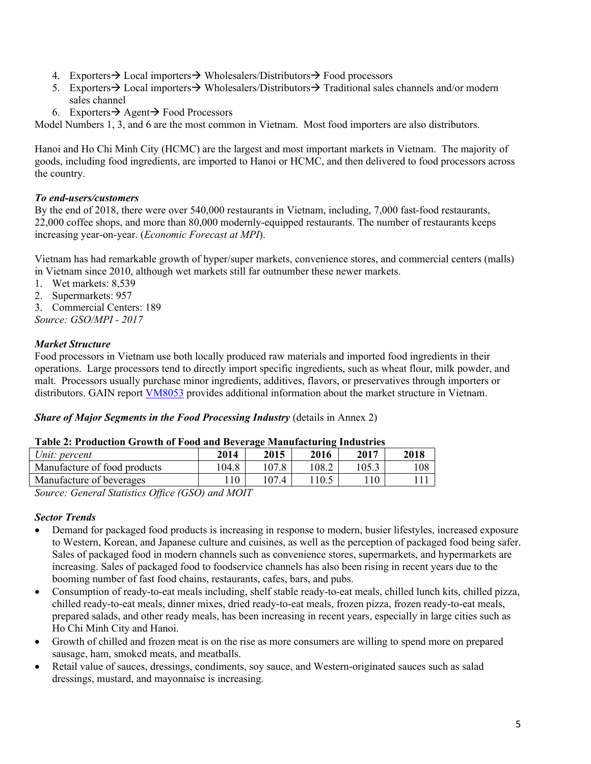4. Exporters→ Local importers→ Wholesalers/Distributors→ Food processors
5. Exporters→ Local importers→ Wholesalers/Distributors→ Traditional sales channels and/or modern sales channel
6. Exporters→ Agent→ Food Processors

Model Numbers 1, 3, and 6 are the most common in Vietnam. Most food importers are also distributors.

Hanoi and Ho Chi Minh City (HCMC) are the largest and most important markets in Vietnam. The majority of goods, including food ingredients, are imported to Hanoi or HCMC, and then delivered to food processors across the country.

***To end-users/customers***

By the end of 2018, there were over 540,000 restaurants in Vietnam, including, 7,000 fast-food restaurants, 22,000 coffee shops, and more than 80,000 modernly-equipped restaurants. The number of restaurants keeps increasing year-on-year. (*Economic Forecast at MPI*).

Vietnam has had remarkable growth of hyper/super markets, convenience stores, and commercial centers (malls) in Vietnam since 2010, although wet markets still far outnumber these newer markets.

1. Wet markets: 8,539
2. Supermarkets: 957
3. Commercial Centers: 189

*Source: GSO/MPI - 2017*

***Market Structure***

Food processors in Vietnam use both locally produced raw materials and imported food ingredients in their operations. Large processors tend to directly import specific ingredients, such as wheat flour, milk powder, and malt. Processors usually purchase minor ingredients, additives, flavors, or preservatives through importers or distributors. GAIN report VM8053 provides additional information about the market structure in Vietnam.

***Share of Major Segments in the Food Processing Industry*** (details in Annex 2)

**Table 2: Production Growth of Food and Beverage Manufacturing Industries**

| *Unit: percent* | 2014 | 2015 | 2016 | 2017 | 2018 |
|---|---|---|---|---|---|
| Manufacture of food products | 104.8 | 107.8 | 108.2 | 105.3 | 108 |
| Manufacture of beverages | 110 | 107.4 | 110.5 | 110 | 111 |

*Source: General Statistics Office (GSO) and MOIT*

***Sector Trends***

- Demand for packaged food products is increasing in response to modern, busier lifestyles, increased exposure to Western, Korean, and Japanese culture and cuisines, as well as the perception of packaged food being safer. Sales of packaged food in modern channels such as convenience stores, supermarkets, and hypermarkets are increasing. Sales of packaged food to foodservice channels has also been rising in recent years due to the booming number of fast food chains, restaurants, cafes, bars, and pubs.
- Consumption of ready-to-eat meals including, shelf stable ready-to-eat meals, chilled lunch kits, chilled pizza, chilled ready-to-eat meals, dinner mixes, dried ready-to-eat meals, frozen pizza, frozen ready-to-eat meals, prepared salads, and other ready meals, has been increasing in recent years, especially in large cities such as Ho Chi Minh City and Hanoi.
- Growth of chilled and frozen meat is on the rise as more consumers are willing to spend more on prepared sausage, ham, smoked meats, and meatballs.
- Retail value of sauces, dressings, condiments, soy sauce, and Western-originated sauces such as salad dressings, mustard, and mayonnaise is increasing.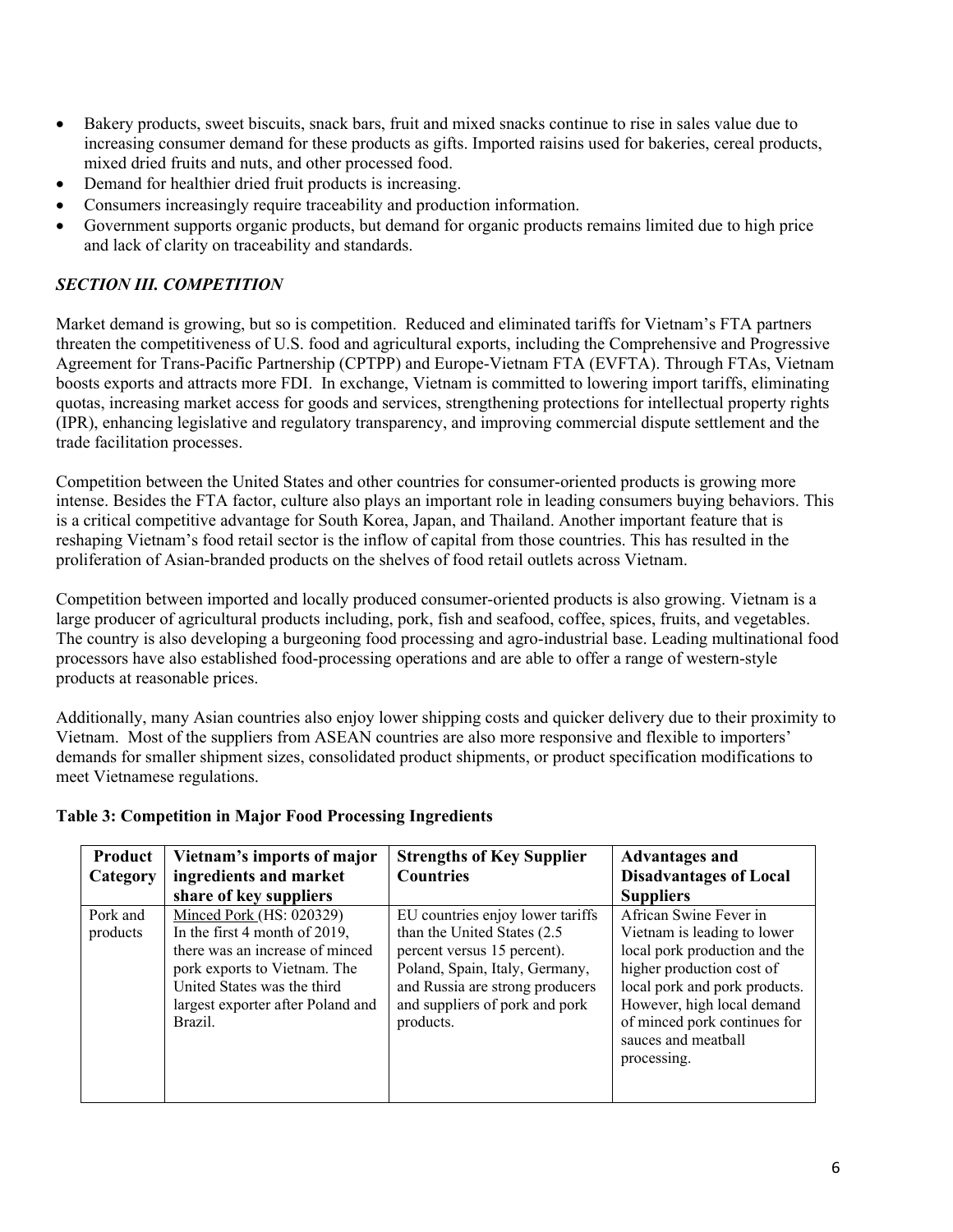- Bakery products, sweet biscuits, snack bars, fruit and mixed snacks continue to rise in sales value due to increasing consumer demand for these products as gifts. Imported raisins used for bakeries, cereal products, mixed dried fruits and nuts, and other processed food.
- Demand for healthier dried fruit products is increasing.
- Consumers increasingly require traceability and production information.
- Government supports organic products, but demand for organic products remains limited due to high price and lack of clarity on traceability and standards.

## *SECTION III. COMPETITION*

Market demand is growing, but so is competition. Reduced and eliminated tariffs for Vietnam's FTA partners threaten the competitiveness of U.S. food and agricultural exports, including the Comprehensive and Progressive Agreement for Trans-Pacific Partnership (CPTPP) and Europe-Vietnam FTA (EVFTA). Through FTAs, Vietnam boosts exports and attracts more FDI. In exchange, Vietnam is committed to lowering import tariffs, eliminating quotas, increasing market access for goods and services, strengthening protections for intellectual property rights (IPR), enhancing legislative and regulatory transparency, and improving commercial dispute settlement and the trade facilitation processes.

Competition between the United States and other countries for consumer-oriented products is growing more intense. Besides the FTA factor, culture also plays an important role in leading consumers buying behaviors. This is a critical competitive advantage for South Korea, Japan, and Thailand. Another important feature that is reshaping Vietnam's food retail sector is the inflow of capital from those countries. This has resulted in the proliferation of Asian-branded products on the shelves of food retail outlets across Vietnam.

Competition between imported and locally produced consumer-oriented products is also growing. Vietnam is a large producer of agricultural products including, pork, fish and seafood, coffee, spices, fruits, and vegetables. The country is also developing a burgeoning food processing and agro-industrial base. Leading multinational food processors have also established food-processing operations and are able to offer a range of western-style products at reasonable prices.

Additionally, many Asian countries also enjoy lower shipping costs and quicker delivery due to their proximity to Vietnam. Most of the suppliers from ASEAN countries are also more responsive and flexible to importers' demands for smaller shipment sizes, consolidated product shipments, or product specification modifications to meet Vietnamese regulations.

**Table 3: Competition in Major Food Processing Ingredients**

| Product Category | Vietnam's imports of major ingredients and market share of key suppliers | Strengths of Key Supplier Countries | Advantages and Disadvantages of Local Suppliers |
|---|---|---|---|
| Pork and products | Minced Pork (HS: 020329) In the first 4 month of 2019, there was an increase of minced pork exports to Vietnam. The United States was the third largest exporter after Poland and Brazil. | EU countries enjoy lower tariffs than the United States (2.5 percent versus 15 percent). Poland, Spain, Italy, Germany, and Russia are strong producers and suppliers of pork and pork products. | African Swine Fever in Vietnam is leading to lower local pork production and the higher production cost of local pork and pork products. However, high local demand of minced pork continues for sauces and meatball processing. |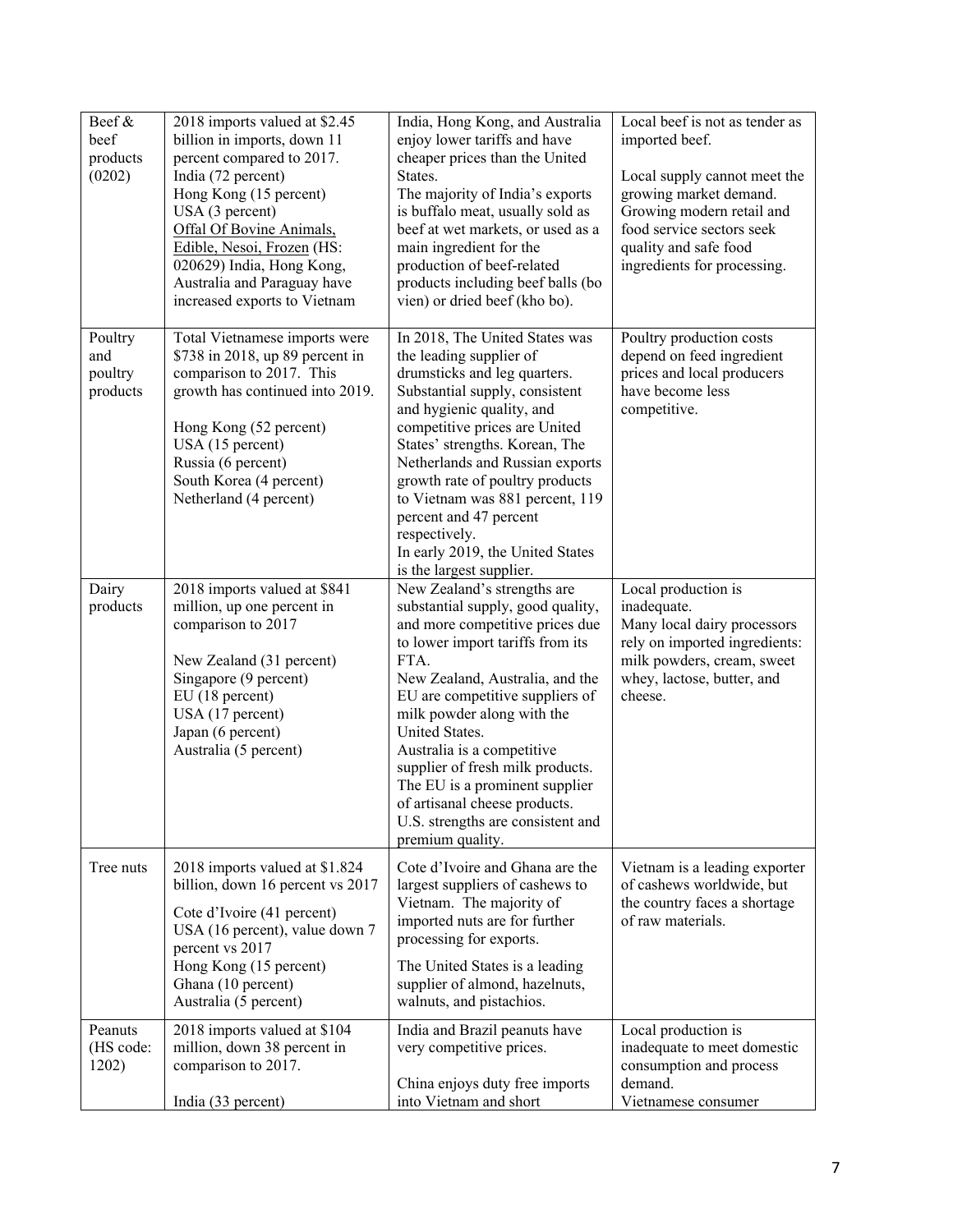| Beef & beef products (0202) | 2018 imports valued at $2.45 billion in imports, down 11 percent compared to 2017.<br>India (72 percent)<br>Hong Kong (15 percent)<br>USA (3 percent)<br>Offal Of Bovine Animals, Edible, Nesoi, Frozen (HS: 020629) India, Hong Kong, Australia and Paraguay have increased exports to Vietnam | India, Hong Kong, and Australia enjoy lower tariffs and have cheaper prices than the United States.<br>The majority of India's exports is buffalo meat, usually sold as beef at wet markets, or used as a main ingredient for the production of beef-related products including beef balls (bo vien) or dried beef (kho bo). | Local beef is not as tender as imported beef.<br><br>Local supply cannot meet the growing market demand. Growing modern retail and food service sectors seek quality and safe food ingredients for processing. |
|---|---|---|---|
| Poultry and poultry products | Total Vietnamese imports were $738 in 2018, up 89 percent in comparison to 2017. This growth has continued into 2019.<br><br>Hong Kong (52 percent)<br>USA (15 percent)<br>Russia (6 percent)<br>South Korea (4 percent)<br>Netherland (4 percent) | In 2018, The United States was the leading supplier of drumsticks and leg quarters. Substantial supply, consistent and hygienic quality, and competitive prices are United States' strengths. Korean, The Netherlands and Russian exports growth rate of poultry products to Vietnam was 881 percent, 119 percent and 47 percent respectively.<br>In early 2019, the United States is the largest supplier. | Poultry production costs depend on feed ingredient prices and local producers have become less competitive. |
| Dairy products | 2018 imports valued at $841 million, up one percent in comparison to 2017<br><br>New Zealand (31 percent)<br>Singapore (9 percent)<br>EU (18 percent)<br>USA (17 percent)<br>Japan (6 percent)<br>Australia (5 percent) | New Zealand's strengths are substantial supply, good quality, and more competitive prices due to lower import tariffs from its FTA.<br>New Zealand, Australia, and the EU are competitive suppliers of milk powder along with the United States.<br>Australia is a competitive supplier of fresh milk products.<br>The EU is a prominent supplier of artisanal cheese products.<br>U.S. strengths are consistent and premium quality. | Local production is inadequate.<br>Many local dairy processors rely on imported ingredients: milk powders, cream, sweet whey, lactose, butter, and cheese. |
| Tree nuts | 2018 imports valued at $1.824 billion, down 16 percent vs 2017<br><br>Cote d'Ivoire (41 percent)<br>USA (16 percent), value down 7 percent vs 2017<br>Hong Kong (15 percent)<br>Ghana (10 percent)<br>Australia (5 percent) | Cote d'Ivoire and Ghana are the largest suppliers of cashews to Vietnam. The majority of imported nuts are for further processing for exports.<br><br>The United States is a leading supplier of almond, hazelnuts, walnuts, and pistachios. | Vietnam is a leading exporter of cashews worldwide, but the country faces a shortage of raw materials. |
| Peanuts (HS code: 1202) | 2018 imports valued at $104 million, down 38 percent in comparison to 2017.<br><br>India (33 percent) | India and Brazil peanuts have very competitive prices.<br><br>China enjoys duty free imports into Vietnam and short | Local production is inadequate to meet domestic consumption and process demand.<br>Vietnamese consumer |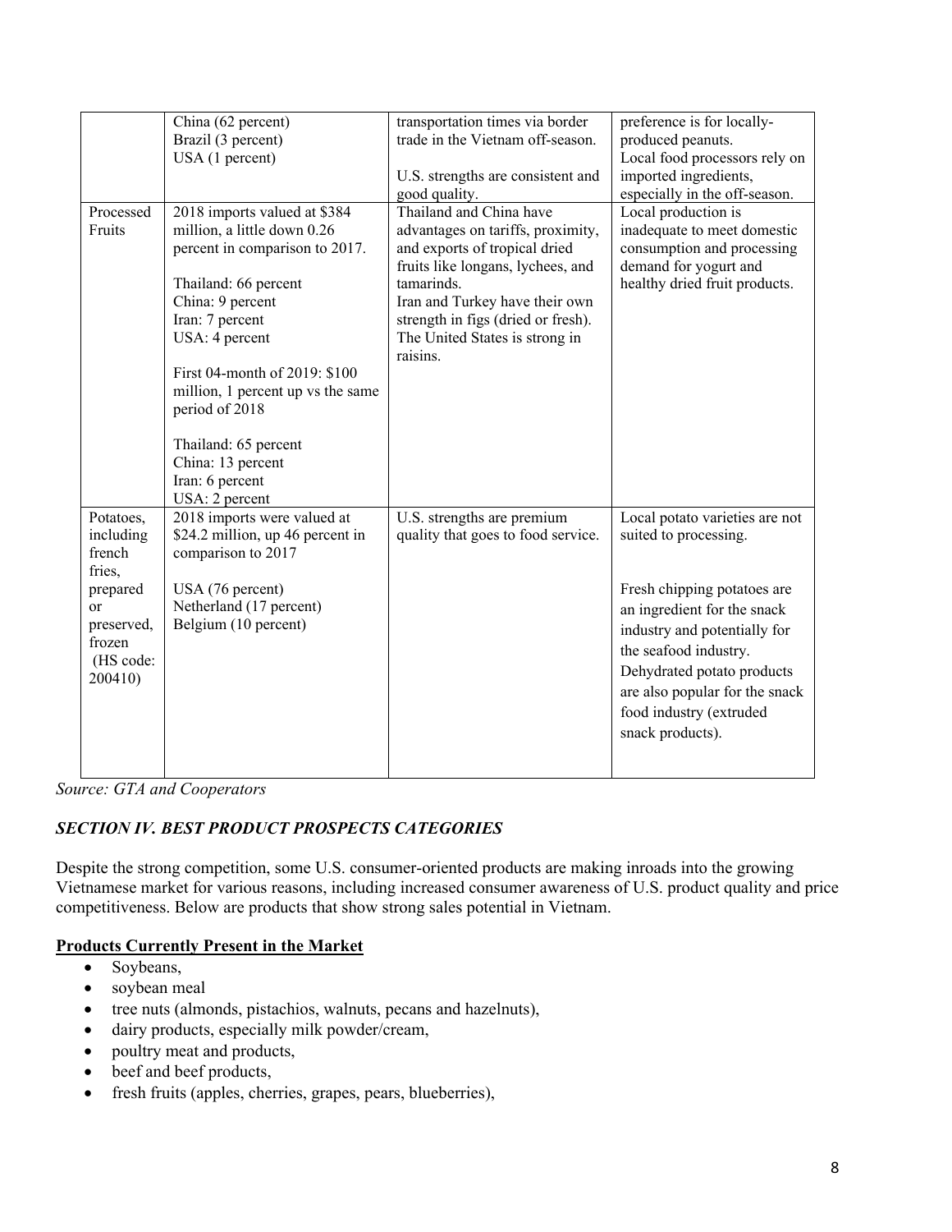|  |  |  |  |
|---|---|---|---|
|  | China (62 percent)<br>Brazil (3 percent)<br>USA (1 percent) | transportation times via border trade in the Vietnam off-season.<br><br>U.S. strengths are consistent and good quality. | preference is for locally-produced peanuts.<br>Local food processors rely on imported ingredients, especially in the off-season. |
| Processed Fruits | 2018 imports valued at $384 million, a little down 0.26 percent in comparison to 2017.<br><br>Thailand: 66 percent<br>China: 9 percent<br>Iran: 7 percent<br>USA: 4 percent<br><br>First 04-month of 2019: $100 million, 1 percent up vs the same period of 2018<br><br>Thailand: 65 percent<br>China: 13 percent<br>Iran: 6 percent<br>USA: 2 percent | Thailand and China have advantages on tariffs, proximity, and exports of tropical dried fruits like longans, lychees, and tamarinds.<br>Iran and Turkey have their own strength in figs (dried or fresh).<br>The United States is strong in raisins. | Local production is inadequate to meet domestic consumption and processing demand for yogurt and healthy dried fruit products. |
| Potatoes, including french fries, prepared or preserved, frozen (HS code: 200410) | 2018 imports were valued at $24.2 million, up 46 percent in comparison to 2017<br><br>USA (76 percent)<br>Netherland (17 percent)<br>Belgium (10 percent) | U.S. strengths are premium quality that goes to food service. | Local potato varieties are not suited to processing.<br><br>Fresh chipping potatoes are an ingredient for the snack industry and potentially for the seafood industry.<br>Dehydrated potato products are also popular for the snack food industry (extruded snack products). |

*Source: GTA and Cooperators*

### *SECTION IV. BEST PRODUCT PROSPECTS CATEGORIES*

Despite the strong competition, some U.S. consumer-oriented products are making inroads into the growing Vietnamese market for various reasons, including increased consumer awareness of U.S. product quality and price competitiveness. Below are products that show strong sales potential in Vietnam.

**Products Currently Present in the Market**

- Soybeans,
- soybean meal
- tree nuts (almonds, pistachios, walnuts, pecans and hazelnuts),
- dairy products, especially milk powder/cream,
- poultry meat and products,
- beef and beef products,
- fresh fruits (apples, cherries, grapes, pears, blueberries),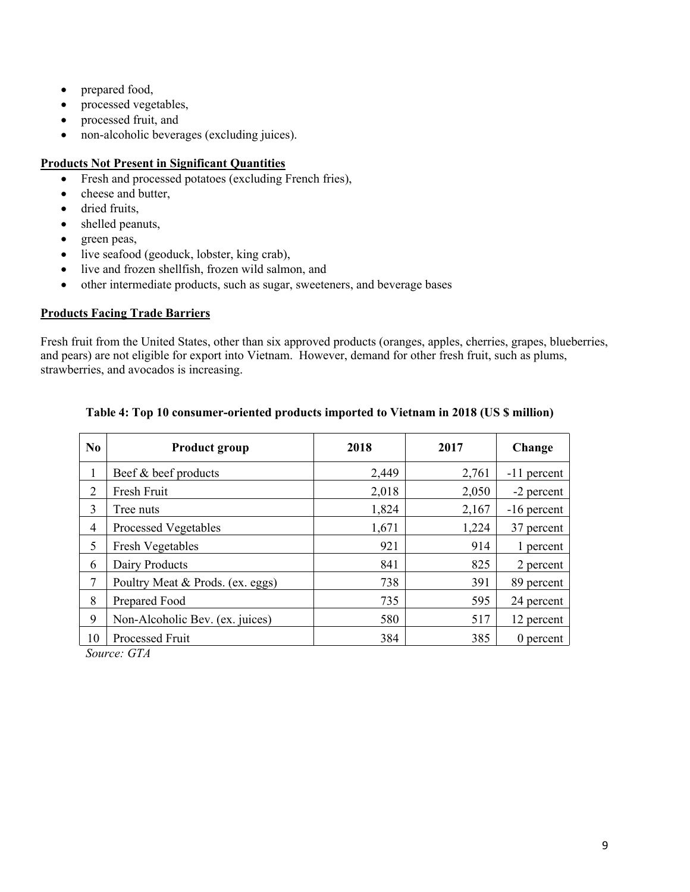- prepared food,
- processed vegetables,
- processed fruit, and
- non-alcoholic beverages (excluding juices).

**Products Not Present in Significant Quantities**

- Fresh and processed potatoes (excluding French fries),
- cheese and butter,
- dried fruits,
- shelled peanuts,
- green peas,
- live seafood (geoduck, lobster, king crab),
- live and frozen shellfish, frozen wild salmon, and
- other intermediate products, such as sugar, sweeteners, and beverage bases

**Products Facing Trade Barriers**

Fresh fruit from the United States, other than six approved products (oranges, apples, cherries, grapes, blueberries, and pears) are not eligible for export into Vietnam. However, demand for other fresh fruit, such as plums, strawberries, and avocados is increasing.

**Table 4: Top 10 consumer-oriented products imported to Vietnam in 2018 (US $ million)**

| No | Product group | 2018 | 2017 | Change |
|---|---|---|---|---|
| 1 | Beef & beef products | 2,449 | 2,761 | -11 percent |
| 2 | Fresh Fruit | 2,018 | 2,050 | -2 percent |
| 3 | Tree nuts | 1,824 | 2,167 | -16 percent |
| 4 | Processed Vegetables | 1,671 | 1,224 | 37 percent |
| 5 | Fresh Vegetables | 921 | 914 | 1 percent |
| 6 | Dairy Products | 841 | 825 | 2 percent |
| 7 | Poultry Meat & Prods. (ex. eggs) | 738 | 391 | 89 percent |
| 8 | Prepared Food | 735 | 595 | 24 percent |
| 9 | Non-Alcoholic Bev. (ex. juices) | 580 | 517 | 12 percent |
| 10 | Processed Fruit | 384 | 385 | 0 percent |

*Source: GTA*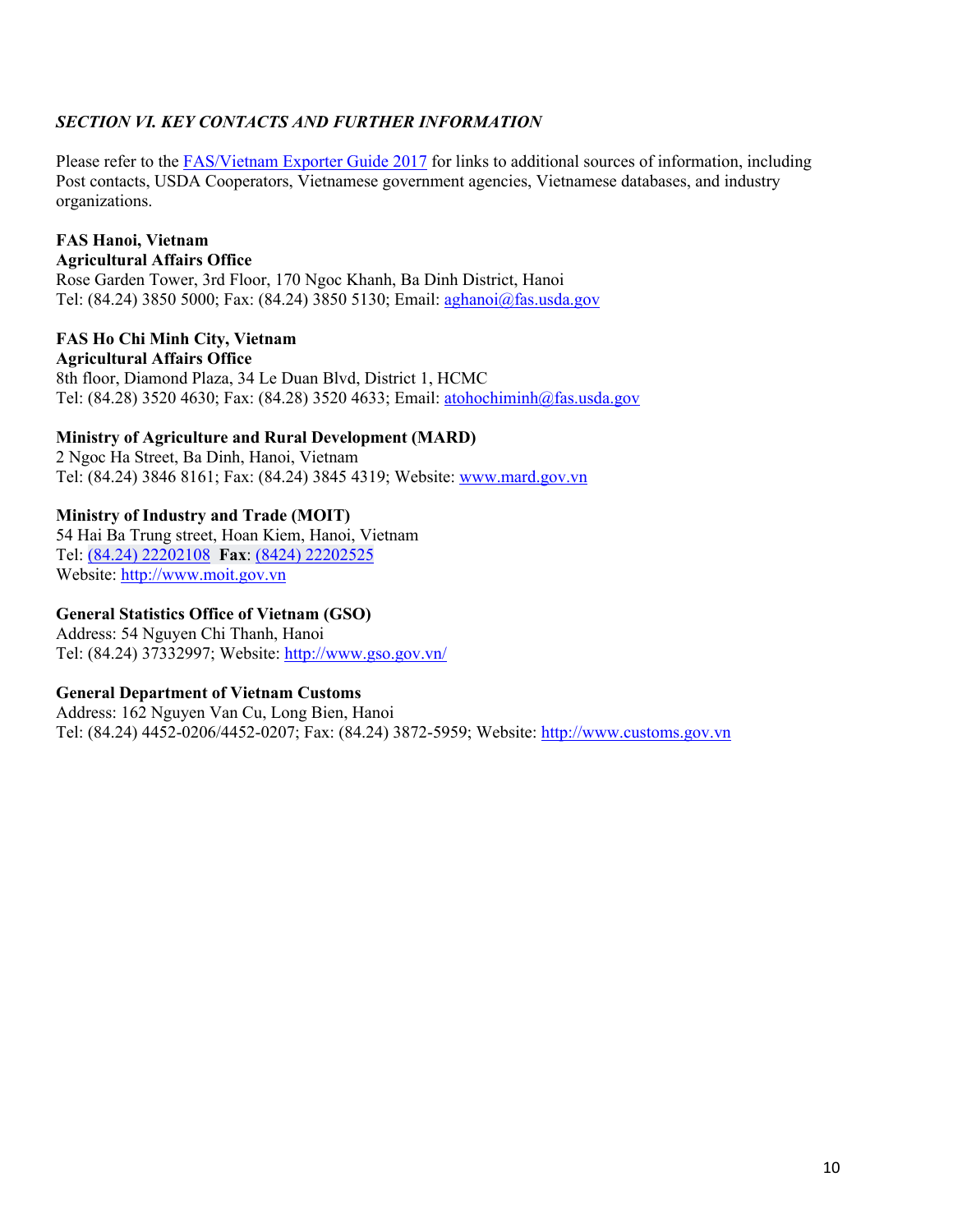## *SECTION VI. KEY CONTACTS AND FURTHER INFORMATION*

Please refer to the FAS/Vietnam Exporter Guide 2017 for links to additional sources of information, including Post contacts, USDA Cooperators, Vietnamese government agencies, Vietnamese databases, and industry organizations.

**FAS Hanoi, Vietnam**
**Agricultural Affairs Office**
Rose Garden Tower, 3rd Floor, 170 Ngoc Khanh, Ba Dinh District, Hanoi
Tel: (84.24) 3850 5000; Fax: (84.24) 3850 5130; Email: aghanoi@fas.usda.gov

**FAS Ho Chi Minh City, Vietnam**
**Agricultural Affairs Office**
8th floor, Diamond Plaza, 34 Le Duan Blvd, District 1, HCMC
Tel: (84.28) 3520 4630; Fax: (84.28) 3520 4633; Email: atohochiminh@fas.usda.gov

**Ministry of Agriculture and Rural Development (MARD)**
2 Ngoc Ha Street, Ba Dinh, Hanoi, Vietnam
Tel: (84.24) 3846 8161; Fax: (84.24) 3845 4319; Website: www.mard.gov.vn

**Ministry of Industry and Trade (MOIT)**
54 Hai Ba Trung street, Hoan Kiem, Hanoi, Vietnam
Tel: (84.24) 22202108 **Fax**: (8424) 22202525
Website: http://www.moit.gov.vn

**General Statistics Office of Vietnam (GSO)**
Address: 54 Nguyen Chi Thanh, Hanoi
Tel: (84.24) 37332997; Website: http://www.gso.gov.vn/

**General Department of Vietnam Customs**
Address: 162 Nguyen Van Cu, Long Bien, Hanoi
Tel: (84.24) 4452-0206/4452-0207; Fax: (84.24) 3872-5959; Website: http://www.customs.gov.vn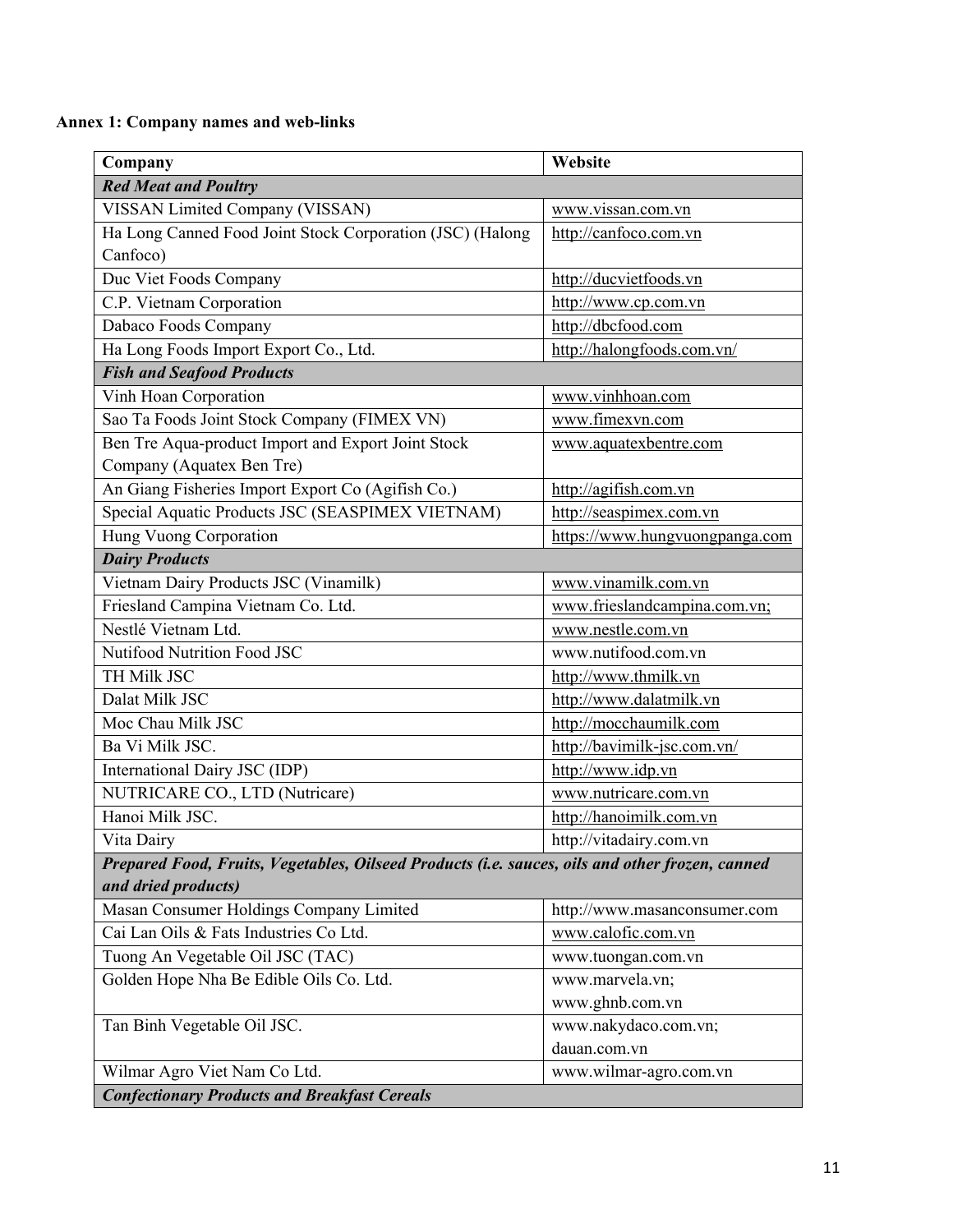**Annex 1: Company names and web-links**

| Company | Website |
|---|---|
| ***Red Meat and Poultry*** | |
| VISSAN Limited Company (VISSAN) | www.vissan.com.vn |
| Ha Long Canned Food Joint Stock Corporation (JSC) (Halong Canfoco) | http://canfoco.com.vn |
| Duc Viet Foods Company | http://ducvietfoods.vn |
| C.P. Vietnam Corporation | http://www.cp.com.vn |
| Dabaco Foods Company | http://dbcfood.com |
| Ha Long Foods Import Export Co., Ltd. | http://halongfoods.com.vn/ |
| ***Fish and Seafood Products*** | |
| Vinh Hoan Corporation | www.vinhhoan.com |
| Sao Ta Foods Joint Stock Company (FIMEX VN) | www.fimexvn.com |
| Ben Tre Aqua-product Import and Export Joint Stock Company (Aquatex Ben Tre) | www.aquatexbentre.com |
| An Giang Fisheries Import Export Co (Agifish Co.) | http://agifish.com.vn |
| Special Aquatic Products JSC (SEASPIMEX VIETNAM) | http://seaspimex.com.vn |
| Hung Vuong Corporation | https://www.hungvuongpanga.com |
| ***Dairy Products*** | |
| Vietnam Dairy Products JSC (Vinamilk) | www.vinamilk.com.vn |
| Friesland Campina Vietnam Co. Ltd. | www.frieslandcampina.com.vn; |
| Nestlé Vietnam Ltd. | www.nestle.com.vn |
| Nutifood Nutrition Food JSC | www.nutifood.com.vn |
| TH Milk JSC | http://www.thmilk.vn |
| Dalat Milk JSC | http://www.dalatmilk.vn |
| Moc Chau Milk JSC | http://mocchaumilk.com |
| Ba Vi Milk JSC. | http://bavimilk-jsc.com.vn/ |
| International Dairy JSC (IDP) | http://www.idp.vn |
| NUTRICARE CO., LTD (Nutricare) | www.nutricare.com.vn |
| Hanoi Milk JSC. | http://hanoimilk.com.vn |
| Vita Dairy | http://vitadairy.com.vn |
| ***Prepared Food, Fruits, Vegetables, Oilseed Products (i.e. sauces, oils and other frozen, canned and dried products)*** | |
| Masan Consumer Holdings Company Limited | http://www.masanconsumer.com |
| Cai Lan Oils & Fats Industries Co Ltd. | www.calofic.com.vn |
| Tuong An Vegetable Oil JSC (TAC) | www.tuongan.com.vn |
| Golden Hope Nha Be Edible Oils Co. Ltd. | www.marvela.vn; www.ghnb.com.vn |
| Tan Binh Vegetable Oil JSC. | www.nakydaco.com.vn; dauan.com.vn |
| Wilmar Agro Viet Nam Co Ltd. | www.wilmar-agro.com.vn |
| ***Confectionary Products and Breakfast Cereals*** | |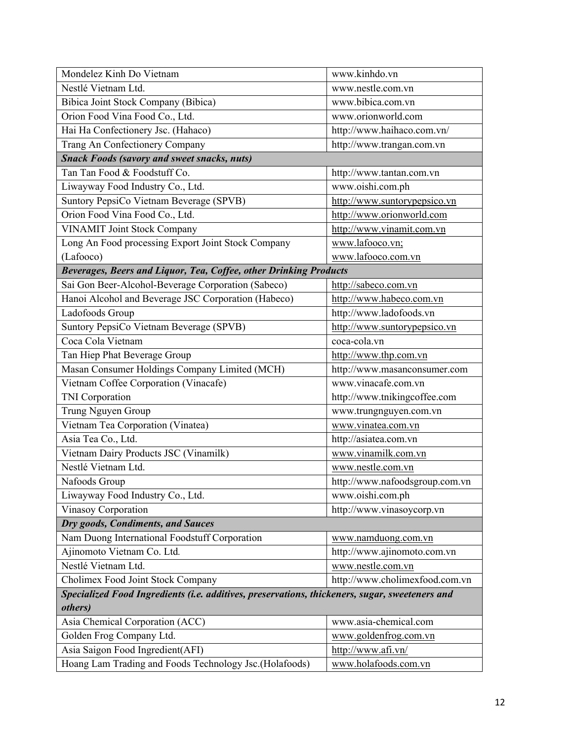| | |
|---|---|
| Mondelez Kinh Do Vietnam | www.kinhdo.vn |
| Nestlé Vietnam Ltd. | www.nestle.com.vn |
| Bibica Joint Stock Company (Bibica) | www.bibica.com.vn |
| Orion Food Vina Food Co., Ltd. | www.orionworld.com |
| Hai Ha Confectionery Jsc. (Hahaco) | http://www.haihaco.com.vn/ |
| Trang An Confectionery Company | http://www.trangan.com.vn |
| ***Snack Foods (savory and sweet snacks, nuts)*** | |
| Tan Tan Food & Foodstuff Co. | http://www.tantan.com.vn |
| Liwayway Food Industry Co., Ltd. | www.oishi.com.ph |
| Suntory PepsiCo Vietnam Beverage (SPVB) | http://www.suntorypepsico.vn |
| Orion Food Vina Food Co., Ltd. | http://www.orionworld.com |
| VINAMIT Joint Stock Company | http://www.vinamit.com.vn |
| Long An Food processing Export Joint Stock Company (Lafooco) | www.lafooco.vn; www.lafooco.com.vn |
| ***Beverages, Beers and Liquor, Tea, Coffee, other Drinking Products*** | |
| Sai Gon Beer-Alcohol-Beverage Corporation (Sabeco) | http://sabeco.com.vn |
| Hanoi Alcohol and Beverage JSC Corporation (Habeco) | http://www.habeco.com.vn |
| Ladofoods Group | http://www.ladofoods.vn |
| Suntory PepsiCo Vietnam Beverage (SPVB) | http://www.suntorypepsico.vn |
| Coca Cola Vietnam | coca-cola.vn |
| Tan Hiep Phat Beverage Group | http://www.thp.com.vn |
| Masan Consumer Holdings Company Limited (MCH) | http://www.masanconsumer.com |
| Vietnam Coffee Corporation (Vinacafe) | www.vinacafe.com.vn |
| TNI Corporation | http://www.tnikingcoffee.com |
| Trung Nguyen Group | www.trungnguyen.com.vn |
| Vietnam Tea Corporation (Vinatea) | www.vinatea.com.vn |
| Asia Tea Co., Ltd. | http://asiatea.com.vn |
| Vietnam Dairy Products JSC (Vinamilk) | www.vinamilk.com.vn |
| Nestlé Vietnam Ltd. | www.nestle.com.vn |
| Nafoods Group | http://www.nafoodsgroup.com.vn |
| Liwayway Food Industry Co., Ltd. | www.oishi.com.ph |
| Vinasoy Corporation | http://www.vinasoycorp.vn |
| ***Dry goods, Condiments, and Sauces*** | |
| Nam Duong International Foodstuff Corporation | www.namduong.com.vn |
| Ajinomoto Vietnam Co. Ltd. | http://www.ajinomoto.com.vn |
| Nestlé Vietnam Ltd. | www.nestle.com.vn |
| Cholimex Food Joint Stock Company | http://www.cholimexfood.com.vn |
| ***Specialized Food Ingredients (i.e. additives, preservations, thickeners, sugar, sweeteners and others)*** | |
| Asia Chemical Corporation (ACC) | www.asia-chemical.com |
| Golden Frog Company Ltd. | www.goldenfrog.com.vn |
| Asia Saigon Food Ingredient(AFI) | http://www.afi.vn/ |
| Hoang Lam Trading and Foods Technology Jsc.(Holafoods) | www.holafoods.com.vn |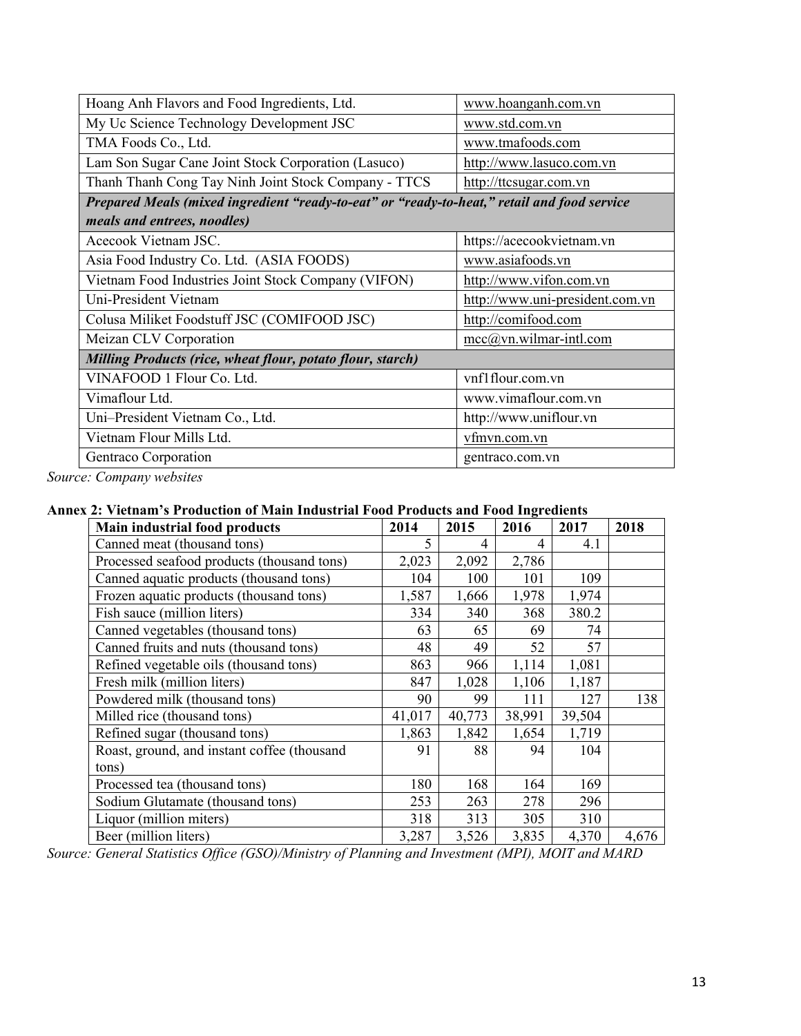| | |
|---|---|
| Hoang Anh Flavors and Food Ingredients, Ltd. | www.hoanganh.com.vn |
| My Uc Science Technology Development JSC | www.std.com.vn |
| TMA Foods Co., Ltd. | www.tmafoods.com |
| Lam Son Sugar Cane Joint Stock Corporation (Lasuco) | http://www.lasuco.com.vn |
| Thanh Thanh Cong Tay Ninh Joint Stock Company - TTCS | http://ttcsugar.com.vn |
| ***Prepared Meals (mixed ingredient "ready-to-eat" or "ready-to-heat," retail and food service meals and entrees, noodles)*** | |
| Acecook Vietnam JSC. | https://acecookvietnam.vn |
| Asia Food Industry Co. Ltd. (ASIA FOODS) | www.asiafoods.vn |
| Vietnam Food Industries Joint Stock Company (VIFON) | http://www.vifon.com.vn |
| Uni-President Vietnam | http://www.uni-president.com.vn |
| Colusa Miliket Foodstuff JSC (COMIFOOD JSC) | http://comifood.com |
| Meizan CLV Corporation | mcc@vn.wilmar-intl.com |
| ***Milling Products (rice, wheat flour, potato flour, starch)*** | |
| VINAFOOD 1 Flour Co. Ltd. | vnf1flour.com.vn |
| Vimaflour Ltd. | www.vimaflour.com.vn |
| Uni–President Vietnam Co., Ltd. | http://www.uniflour.vn |
| Vietnam Flour Mills Ltd. | vfmvn.com.vn |
| Gentraco Corporation | gentraco.com.vn |

*Source: Company websites*

**Annex 2: Vietnam's Production of Main Industrial Food Products and Food Ingredients**

| Main industrial food products | 2014 | 2015 | 2016 | 2017 | 2018 |
|---|---|---|---|---|---|
| Canned meat (thousand tons) | 5 | 4 | 4 | 4.1 | |
| Processed seafood products (thousand tons) | 2,023 | 2,092 | 2,786 | | |
| Canned aquatic products (thousand tons) | 104 | 100 | 101 | 109 | |
| Frozen aquatic products (thousand tons) | 1,587 | 1,666 | 1,978 | 1,974 | |
| Fish sauce (million liters) | 334 | 340 | 368 | 380.2 | |
| Canned vegetables (thousand tons) | 63 | 65 | 69 | 74 | |
| Canned fruits and nuts (thousand tons) | 48 | 49 | 52 | 57 | |
| Refined vegetable oils (thousand tons) | 863 | 966 | 1,114 | 1,081 | |
| Fresh milk (million liters) | 847 | 1,028 | 1,106 | 1,187 | |
| Powdered milk (thousand tons) | 90 | 99 | 111 | 127 | 138 |
| Milled rice (thousand tons) | 41,017 | 40,773 | 38,991 | 39,504 | |
| Refined sugar (thousand tons) | 1,863 | 1,842 | 1,654 | 1,719 | |
| Roast, ground, and instant coffee (thousand tons) | 91 | 88 | 94 | 104 | |
| Processed tea (thousand tons) | 180 | 168 | 164 | 169 | |
| Sodium Glutamate (thousand tons) | 253 | 263 | 278 | 296 | |
| Liquor (million miters) | 318 | 313 | 305 | 310 | |
| Beer (million liters) | 3,287 | 3,526 | 3,835 | 4,370 | 4,676 |

*Source: General Statistics Office (GSO)/Ministry of Planning and Investment (MPI), MOIT and MARD*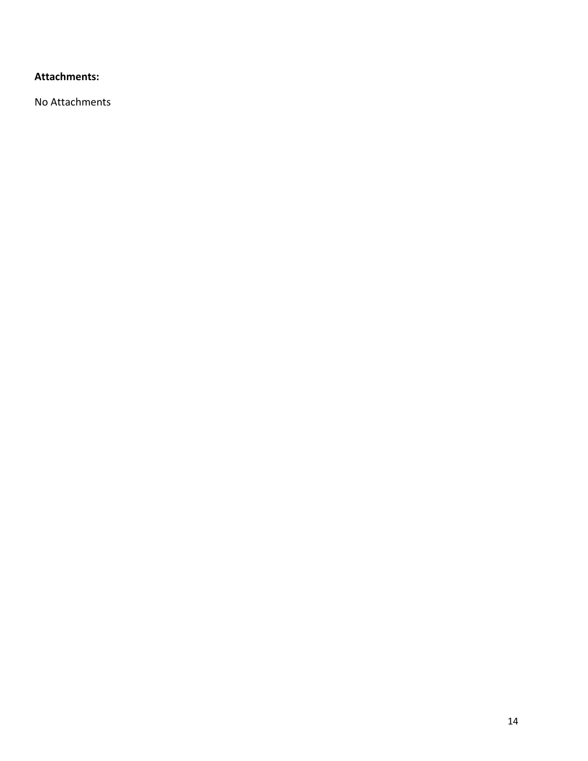**Attachments:**

No Attachments